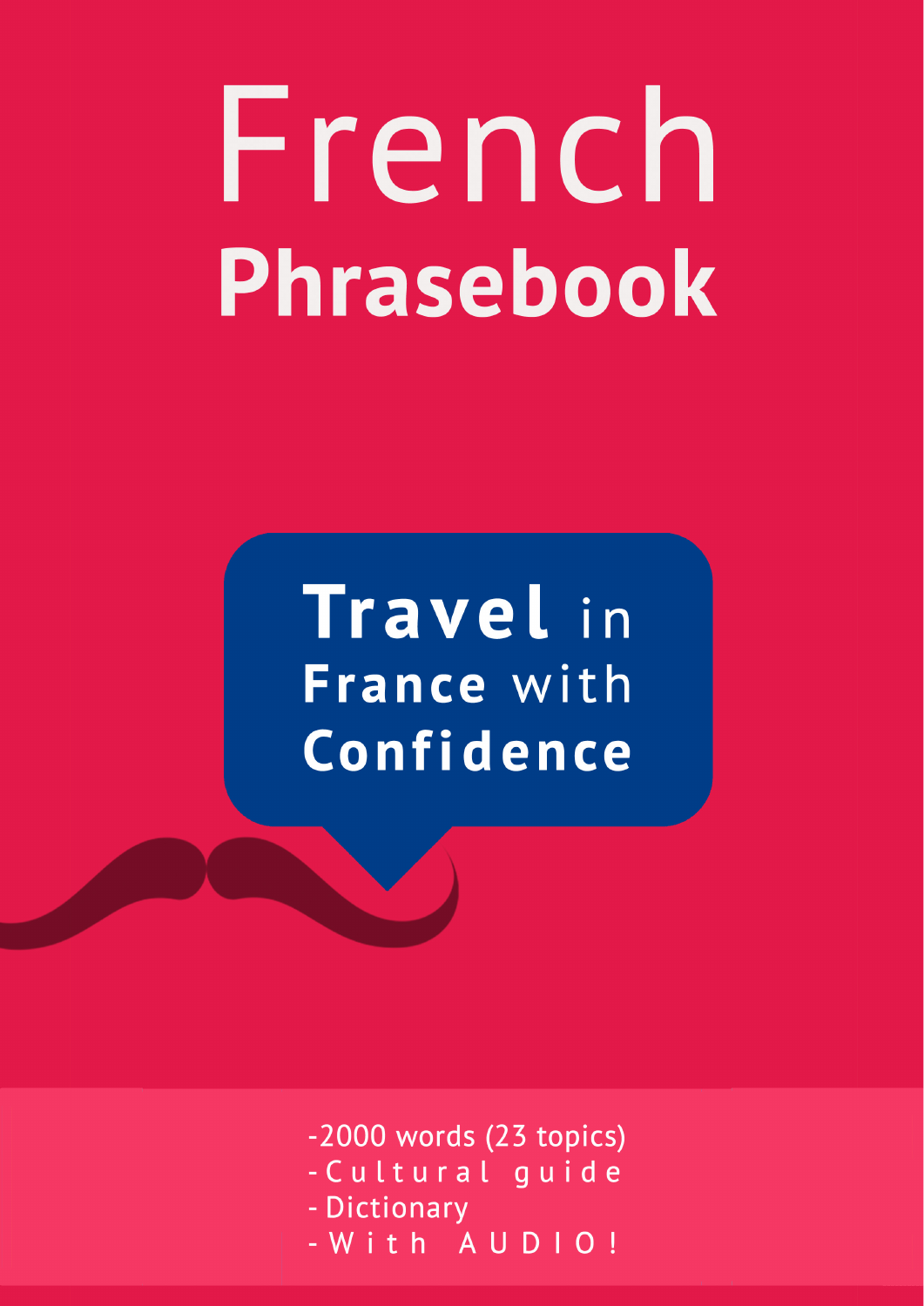# French Phrasebook

**Travel** in **France** with **Confidence**

- 2000 words (23 topics)
- Cultural guide
- Dictionary
- With AUDIO!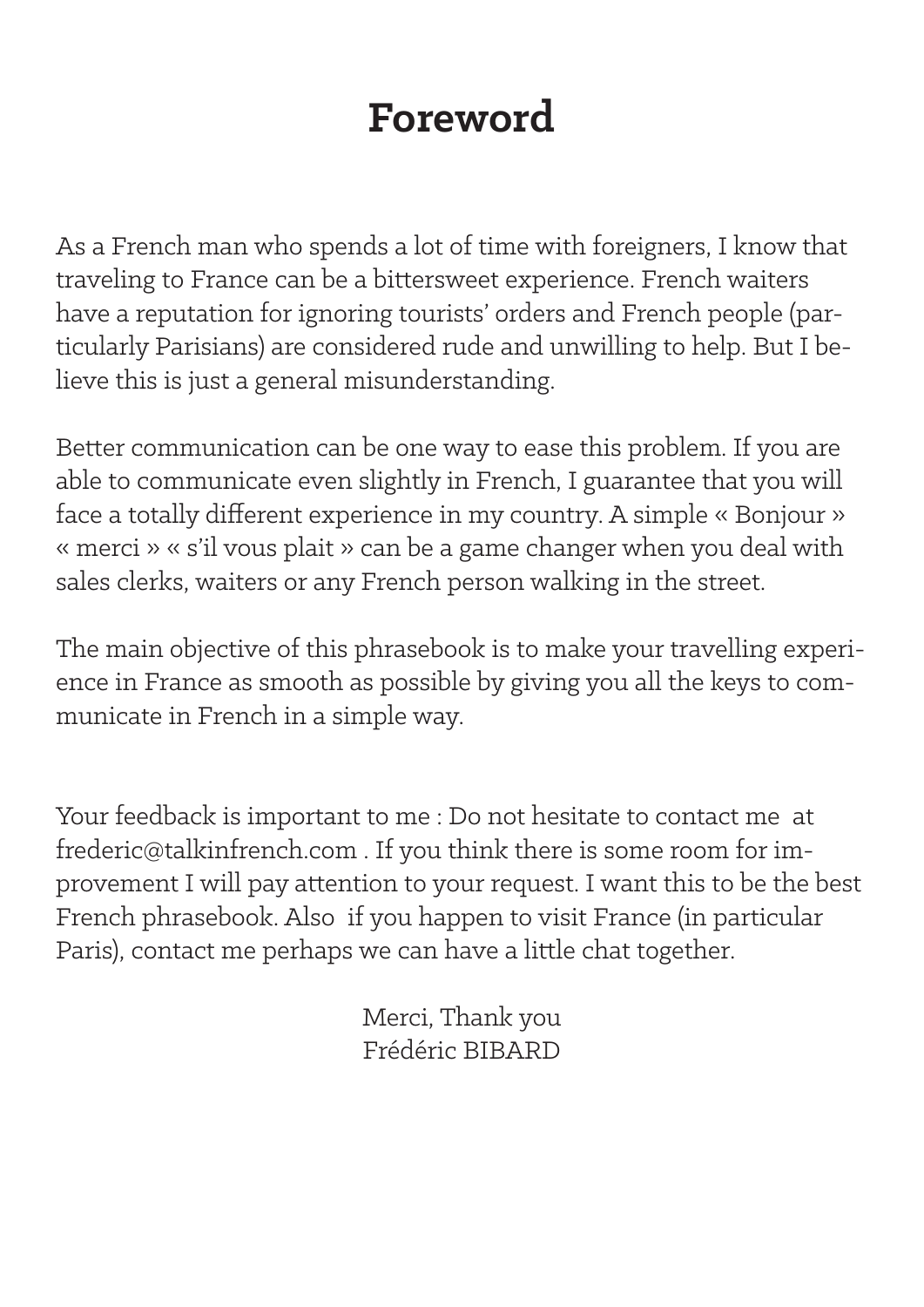# Foreword

As a French man who spends a lot of time with foreigners, I know that traveling to France can be a bittersweet experience. French waiters have a reputation for ignoring tourists' orders and French people (particularly Parisians) are considered rude and unwilling to help. But I believe this is just a general misunderstanding.

Better communication can be one way to ease this problem. If you are able to communicate even slightly in French, I guarantee that you will face a totally different experience in my country. A simple « Bonjour » « merci » « s'il vous plait » can be a game changer when you deal with sales clerks, waiters or any French person walking in the street.

The main objective of this phrasebook is to make your travelling experience in France as smooth as possible by giving you all the keys to communicate in French in a simple way.

Your feedback is important to me : Do not hesitate to contact me at frederic@talkinfrench.com . If you think there is some room for improvement I will pay attention to your request. I want this to be the best French phrasebook. Also if you happen to visit France (in particular Paris), contact me perhaps we can have a little chat together.

Merci, Thank you
Frédéric BIBARD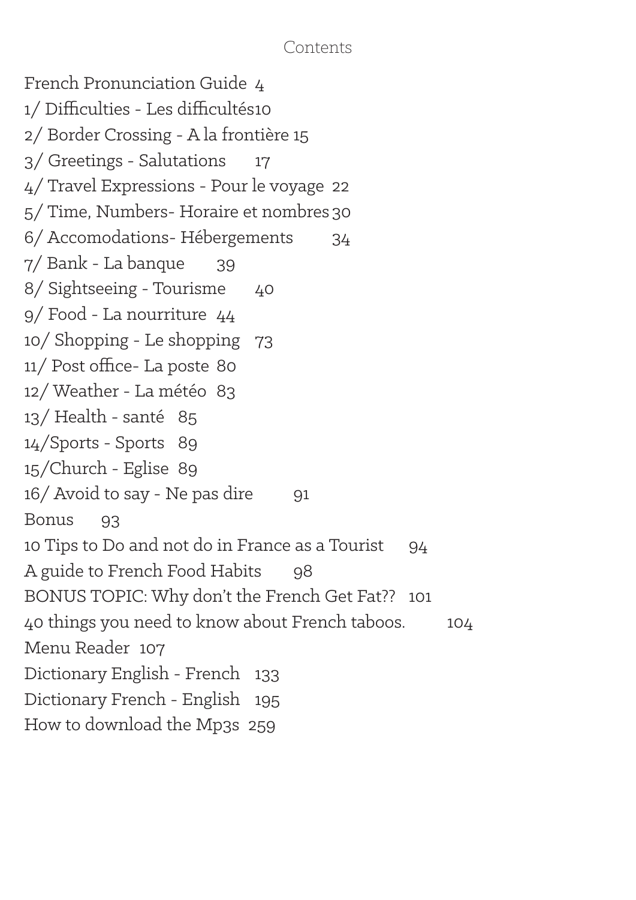# Contents

French Pronunciation Guide 4
1/ Difficulties - Les difficultés 10
2/ Border Crossing - A la frontière 15
3/ Greetings - Salutations 17
4/ Travel Expressions - Pour le voyage 22
5/ Time, Numbers- Horaire et nombres 30
6/ Accomodations- Hébergements 34
7/ Bank - La banque 39
8/ Sightseeing - Tourisme 40
9/ Food - La nourriture 44
10/ Shopping - Le shopping 73
11/ Post office- La poste 80
12/ Weather - La météo 83
13/ Health - santé 85
14/Sports - Sports 89
15/Church - Eglise 89
16/ Avoid to say - Ne pas dire 91
Bonus 93
10 Tips to Do and not do in France as a Tourist 94
A guide to French Food Habits 98
BONUS TOPIC: Why don't the French Get Fat?? 101
40 things you need to know about French taboos. 104
Menu Reader 107
Dictionary English - French 133
Dictionary French - English 195
How to download the Mp3s 259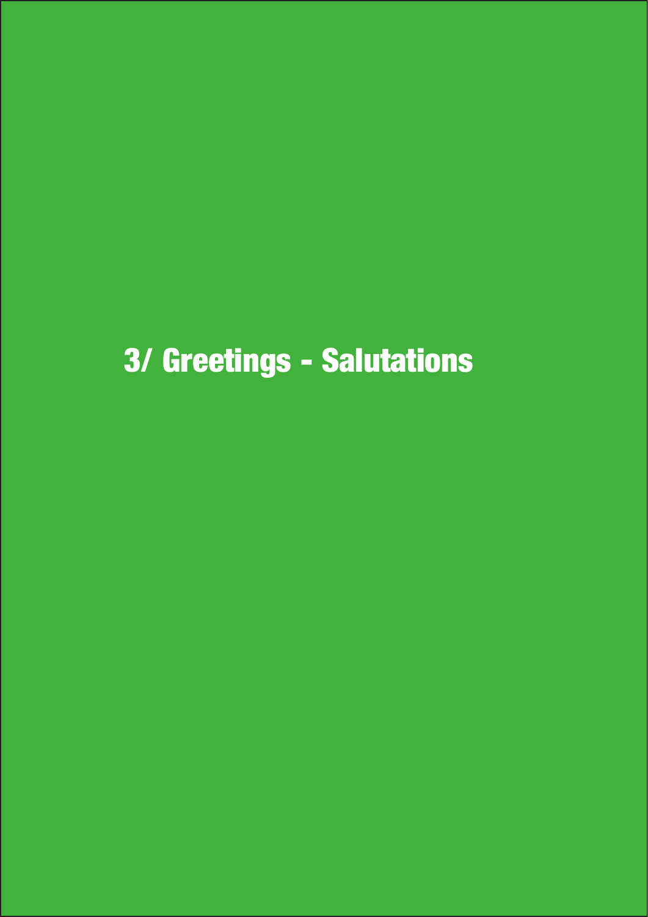# 3/ Greetings - Salutations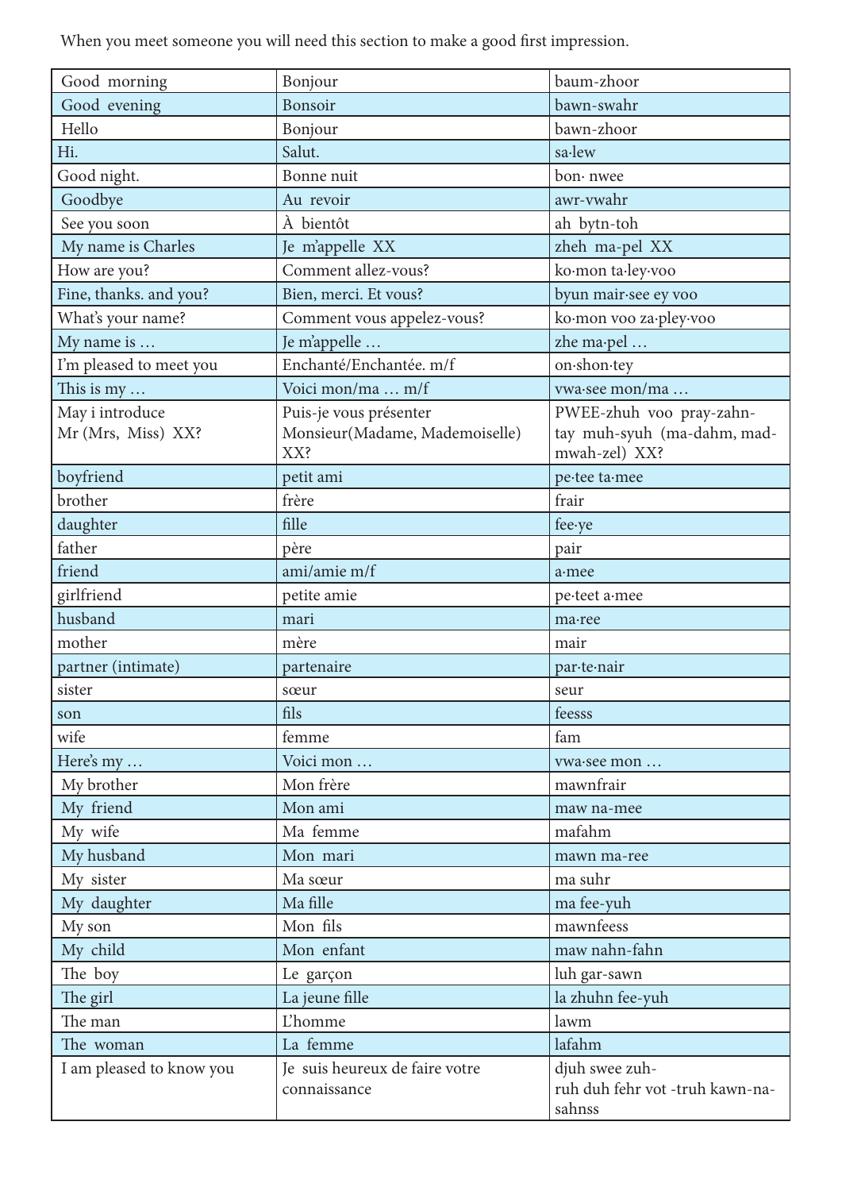When you meet someone you will need this section to make a good first impression.

| Good morning | Bonjour | baum-zhoor |
|---|---|---|
| Good evening | Bonsoir | bawn-swahr |
| Hello | Bonjour | bawn-zhoor |
| Hi. | Salut. | sa·lew |
| Good night. | Bonne nuit | bon· nwee |
| Goodbye | Au revoir | awr-vwahr |
| See you soon | À bientôt | ah bytn-toh |
| My name is Charles | Je m'appelle XX | zheh ma-pel XX |
| How are you? | Comment allez-vous? | ko·mon ta·ley·voo |
| Fine, thanks. and you? | Bien, merci. Et vous? | byun mair·see ey voo |
| What's your name? | Comment vous appelez-vous? | ko·mon voo za·pley·voo |
| My name is … | Je m'appelle … | zhe ma·pel … |
| I'm pleased to meet you | Enchanté/Enchantée. m/f | on·shon·tey |
| This is my … | Voici mon/ma … m/f | vwa·see mon/ma … |
| May i introduce Mr (Mrs, Miss) XX? | Puis-je vous présenter Monsieur(Madame, Mademoiselle) XX? | PWEE-zhuh voo pray-zahn-tay muh-syuh (ma-dahm, mad-mwah-zel) XX? |
| boyfriend | petit ami | pe·tee ta·mee |
| brother | frère | frair |
| daughter | fille | fee·ye |
| father | père | pair |
| friend | ami/amie m/f | a·mee |
| girlfriend | petite amie | pe·teet a·mee |
| husband | mari | ma·ree |
| mother | mère | mair |
| partner (intimate) | partenaire | par·te·nair |
| sister | sœur | seur |
| son | fils | feesss |
| wife | femme | fam |
| Here's my … | Voici mon … | vwa·see mon … |
| My brother | Mon frère | mawnfrair |
| My friend | Mon ami | maw na-mee |
| My wife | Ma femme | mafahm |
| My husband | Mon mari | mawn ma-ree |
| My sister | Ma sœur | ma suhr |
| My daughter | Ma fille | ma fee-yuh |
| My son | Mon fils | mawnfeess |
| My child | Mon enfant | maw nahn-fahn |
| The boy | Le garçon | luh gar-sawn |
| The girl | La jeune fille | la zhuhn fee-yuh |
| The man | L'homme | lawm |
| The woman | La femme | lafahm |
| I am pleased to know you | Je suis heureux de faire votre connaissance | djuh swee zuh-ruh duh fehr vot -truh kawn-na-sahnss |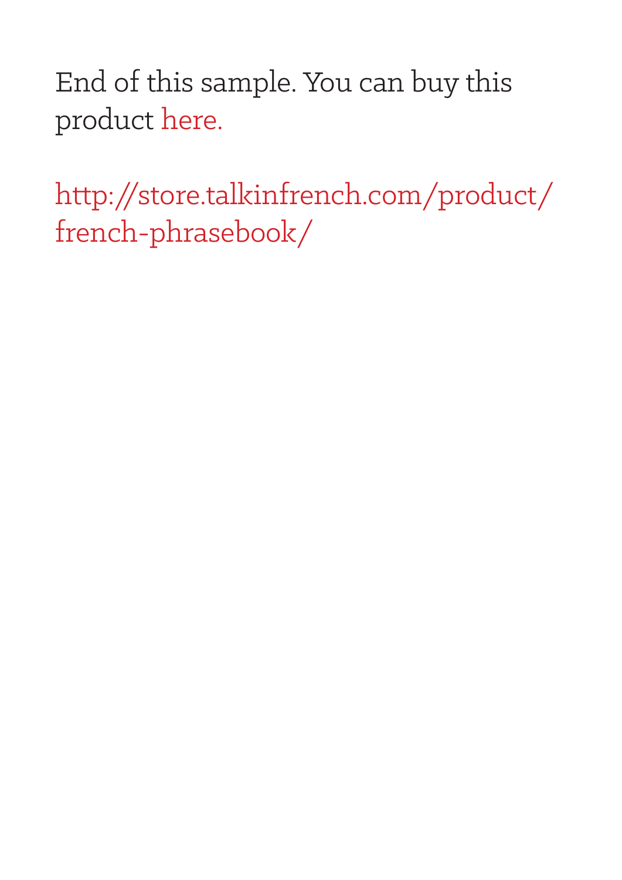End of this sample. You can buy this product here.

http://store.talkinfrench.com/product/french-phrasebook/